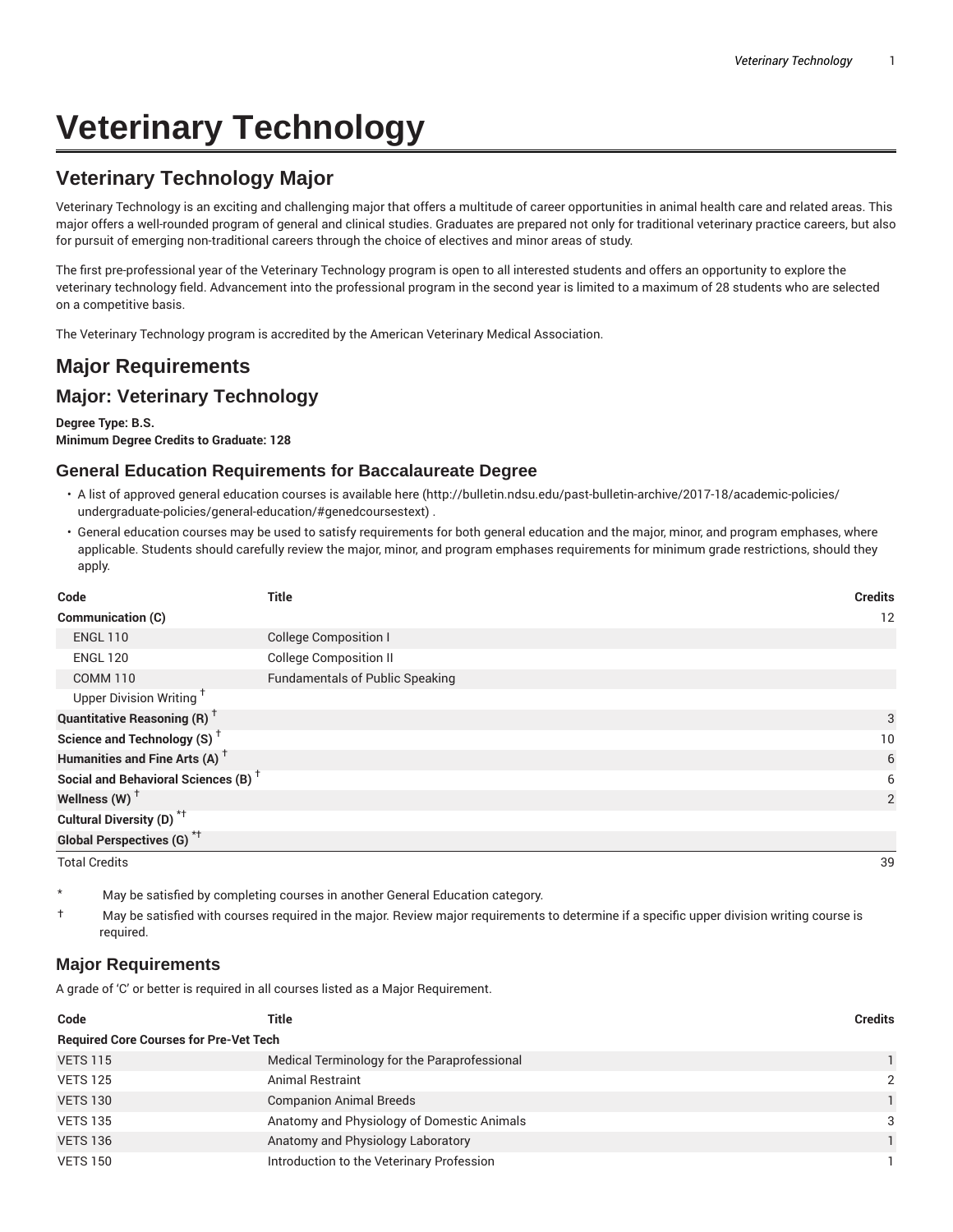# Veterinary Technology

## Veterinary Technology Major

Veterinary Technology is an exciting and challenging major that offers a multitude of career opportunities in animal health care and related areas. This major offers a well-rounded program of general and clinical studies. Graduates are prepared not only for traditional veterinary practice careers, but also for pursuit of emerging non-traditional careers through the choice of electives and minor areas of study.

The first pre-professional year of the Veterinary Technology program is open to all interested students and offers an opportunity to explore the veterinary technology field. Advancement into the professional program in the second year is limited to a maximum of 28 students who are selected on a competitive basis.

The Veterinary Technology program is accredited by the American Veterinary Medical Association.

## Major Requirements

## Major: Veterinary Technology

**Degree Type: B.S.**
**Minimum Degree Credits to Graduate: 128**

### General Education Requirements for Baccalaureate Degree

- A list of approved general education courses is available here (http://bulletin.ndsu.edu/past-bulletin-archive/2017-18/academic-policies/undergraduate-policies/general-education/#genedcoursestext) .
- General education courses may be used to satisfy requirements for both general education and the major, minor, and program emphases, where applicable. Students should carefully review the major, minor, and program emphases requirements for minimum grade restrictions, should they apply.

| Code | Title | Credits |
|---|---|---|
| **Communication (C)** | | 12 |
| ENGL 110 | College Composition I | |
| ENGL 120 | College Composition II | |
| COMM 110 | Fundamentals of Public Speaking | |
| Upper Division Writing † | | |
| **Quantitative Reasoning (R) †** | | 3 |
| **Science and Technology (S) †** | | 10 |
| **Humanities and Fine Arts (A) †** | | 6 |
| **Social and Behavioral Sciences (B) †** | | 6 |
| **Wellness (W) †** | | 2 |
| **Cultural Diversity (D) *†** | | |
| **Global Perspectives (G) *†** | | |
| Total Credits | | 39 |

\* May be satisfied by completing courses in another General Education category.

† May be satisfied with courses required in the major. Review major requirements to determine if a specific upper division writing course is required.

### Major Requirements

A grade of ‘C’ or better is required in all courses listed as a Major Requirement.

| Code | Title | Credits |
|---|---|---|
| **Required Core Courses for Pre-Vet Tech** | | |
| VETS 115 | Medical Terminology for the Paraprofessional | 1 |
| VETS 125 | Animal Restraint | 2 |
| VETS 130 | Companion Animal Breeds | 1 |
| VETS 135 | Anatomy and Physiology of Domestic Animals | 3 |
| VETS 136 | Anatomy and Physiology Laboratory | 1 |
| VETS 150 | Introduction to the Veterinary Profession | 1 |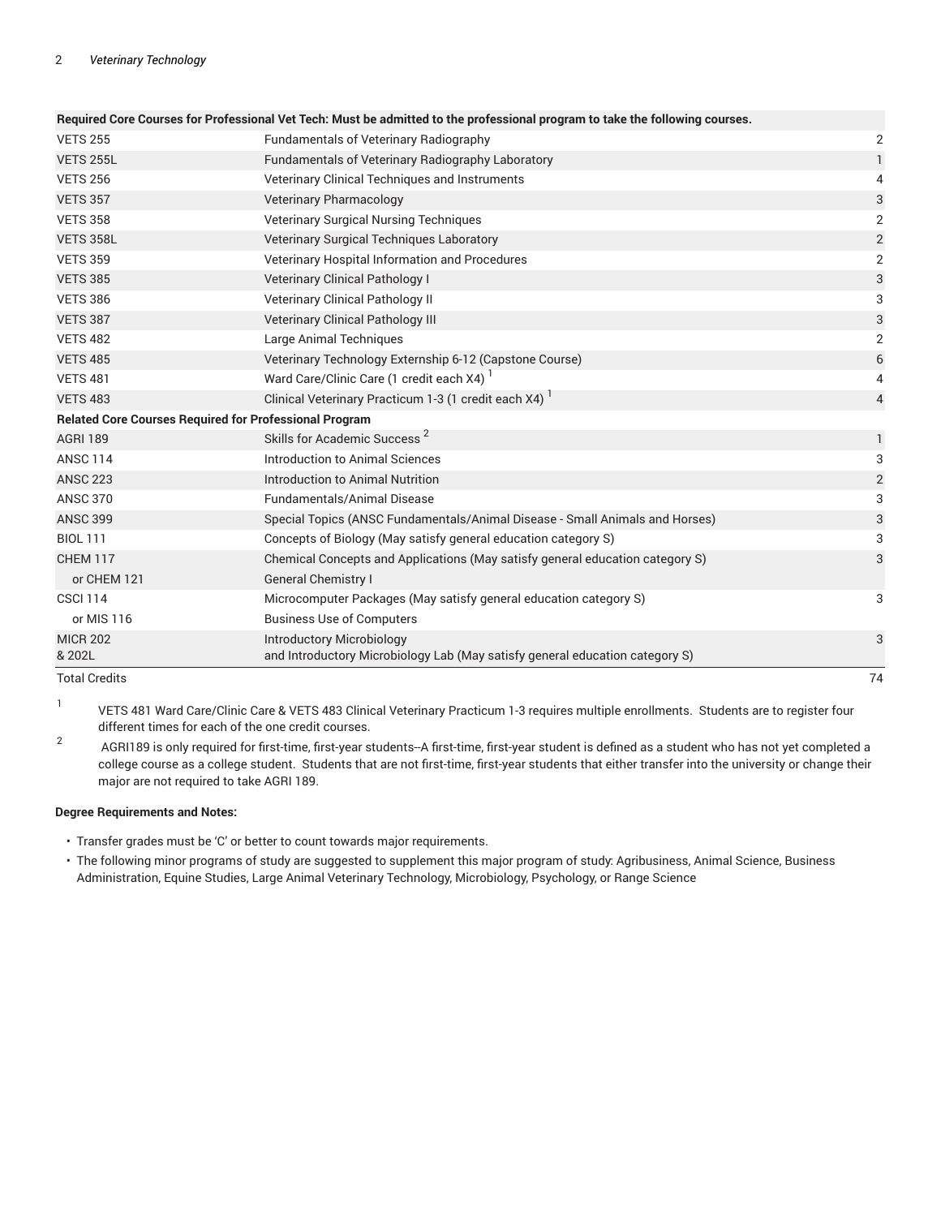| | | |
|---|---|---|
| **Required Core Courses for Professional Vet Tech: Must be admitted to the professional program to take the following courses.** | | |
| VETS 255 | Fundamentals of Veterinary Radiography | 2 |
| VETS 255L | Fundamentals of Veterinary Radiography Laboratory | 1 |
| VETS 256 | Veterinary Clinical Techniques and Instruments | 4 |
| VETS 357 | Veterinary Pharmacology | 3 |
| VETS 358 | Veterinary Surgical Nursing Techniques | 2 |
| VETS 358L | Veterinary Surgical Techniques Laboratory | 2 |
| VETS 359 | Veterinary Hospital Information and Procedures | 2 |
| VETS 385 | Veterinary Clinical Pathology I | 3 |
| VETS 386 | Veterinary Clinical Pathology II | 3 |
| VETS 387 | Veterinary Clinical Pathology III | 3 |
| VETS 482 | Large Animal Techniques | 2 |
| VETS 485 | Veterinary Technology Externship 6-12 (Capstone Course) | 6 |
| VETS 481 | Ward Care/Clinic Care (1 credit each X4) [1] | 4 |
| VETS 483 | Clinical Veterinary Practicum 1-3 (1 credit each X4) [1] | 4 |
| **Related Core Courses Required for Professional Program** | | |
| AGRI 189 | Skills for Academic Success [2] | 1 |
| ANSC 114 | Introduction to Animal Sciences | 3 |
| ANSC 223 | Introduction to Animal Nutrition | 2 |
| ANSC 370 | Fundamentals/Animal Disease | 3 |
| ANSC 399 | Special Topics (ANSC Fundamentals/Animal Disease - Small Animals and Horses) | 3 |
| BIOL 111 | Concepts of Biology (May satisfy general education category S) | 3 |
| CHEM 117 | Chemical Concepts and Applications (May satisfy general education category S) | 3 |
| or CHEM 121 | General Chemistry I | |
| CSCI 114 | Microcomputer Packages (May satisfy general education category S) | 3 |
| or MIS 116 | Business Use of Computers | |
| MICR 202 & 202L | Introductory Microbiology and Introductory Microbiology Lab (May satisfy general education category S) | 3 |
| Total Credits | | 74 |

1. VETS 481 Ward Care/Clinic Care & VETS 483 Clinical Veterinary Practicum 1-3 requires multiple enrollments. Students are to register four different times for each of the one credit courses.
2. AGRI189 is only required for first-time, first-year students--A first-time, first-year student is defined as a student who has not yet completed a college course as a college student. Students that are not first-time, first-year students that either transfer into the university or change their major are not required to take AGRI 189.

**Degree Requirements and Notes:**

- Transfer grades must be 'C' or better to count towards major requirements.
- The following minor programs of study are suggested to supplement this major program of study: Agribusiness, Animal Science, Business Administration, Equine Studies, Large Animal Veterinary Technology, Microbiology, Psychology, or Range Science